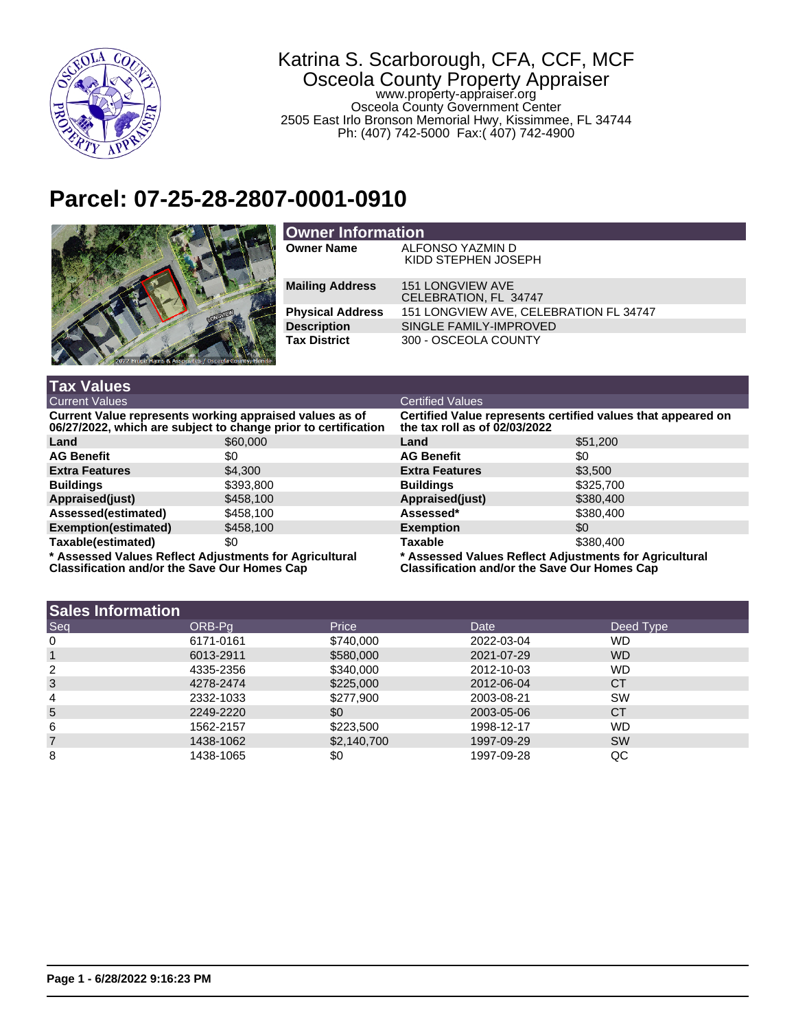Katrina S. Scarborough, CFA, CCF, MCF
Osceola County Property Appraiser
www.property-appraiser.org
Osceola County Government Center
2505 East Irlo Bronson Memorial Hwy, Kissimmee, FL 34744
Ph: (407) 742-5000 Fax:( 407) 742-4900

# Parcel: 07-25-28-2807-0001-0910

## Owner Information

| | |
|---|---|
| **Owner Name** | ALFONSO YAZMIN D<br>KIDD STEPHEN JOSEPH |
| **Mailing Address** | 151 LONGVIEW AVE<br>CELEBRATION, FL 34747 |
| **Physical Address** | 151 LONGVIEW AVE, CELEBRATION FL 34747 |
| **Description** | SINGLE FAMILY-IMPROVED |
| **Tax District** | 300 - OSCEOLA COUNTY |

## Tax Values

| Current Values | | Certified Values | |
|---|---|---|---|
| **Current Value represents working appraised values as of 06/27/2022, which are subject to change prior to certification** | | **Certified Value represents certified values that appeared on the tax roll as of 02/03/2022** | |
| **Land** | $60,000 | **Land** | $51,200 |
| **AG Benefit** | $0 | **AG Benefit** | $0 |
| **Extra Features** | $4,300 | **Extra Features** | $3,500 |
| **Buildings** | $393,800 | **Buildings** | $325,700 |
| **Appraised(just)** | $458,100 | **Appraised(just)** | $380,400 |
| **Assessed(estimated)** | $458,100 | **Assessed*** | $380,400 |
| **Exemption(estimated)** | $458,100 | **Exemption** | $0 |
| **Taxable(estimated)** | $0 | **Taxable** | $380,400 |

**\* Assessed Values Reflect Adjustments for Agricultural Classification and/or the Save Our Homes Cap** | **\* Assessed Values Reflect Adjustments for Agricultural Classification and/or the Save Our Homes Cap**

## Sales Information

| Seq | ORB-Pg | Price | Date | Deed Type |
|---|---|---|---|---|
| 0 | 6171-0161 | $740,000 | 2022-03-04 | WD |
| 1 | 6013-2911 | $580,000 | 2021-07-29 | WD |
| 2 | 4335-2356 | $340,000 | 2012-10-03 | WD |
| 3 | 4278-2474 | $225,000 | 2012-06-04 | CT |
| 4 | 2332-1033 | $277,900 | 2003-08-21 | SW |
| 5 | 2249-2220 | $0 | 2003-05-06 | CT |
| 6 | 1562-2157 | $223,500 | 1998-12-17 | WD |
| 7 | 1438-1062 | $2,140,700 | 1997-09-29 | SW |
| 8 | 1438-1065 | $0 | 1997-09-28 | QC |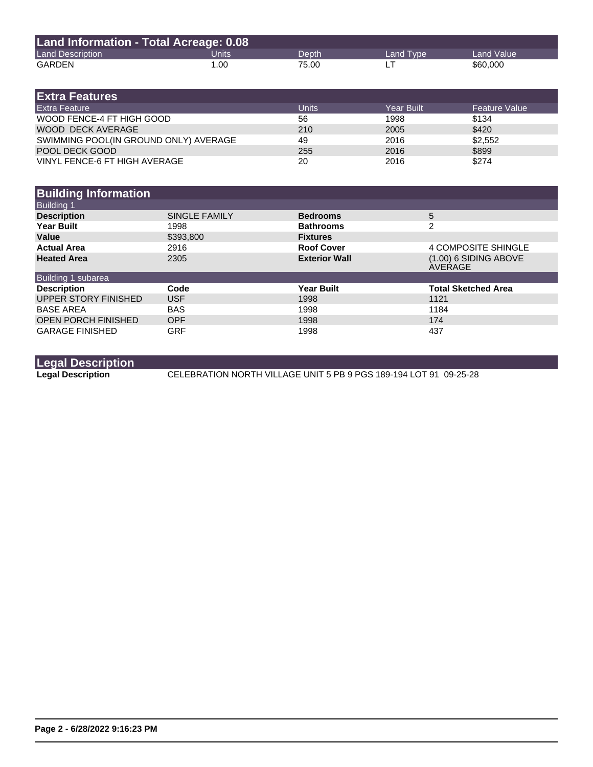## Land Information - Total Acreage: 0.08

| Land Description | Units | Depth | Land Type | Land Value |
|---|---|---|---|---|
| GARDEN | 1.00 | 75.00 | LT | $60,000 |

## Extra Features

| Extra Feature | Units | Year Built | Feature Value |
|---|---|---|---|
| WOOD FENCE-4 FT HIGH GOOD | 56 | 1998 | $134 |
| WOOD DECK AVERAGE | 210 | 2005 | $420 |
| SWIMMING POOL(IN GROUND ONLY) AVERAGE | 49 | 2016 | $2,552 |
| POOL DECK GOOD | 255 | 2016 | $899 |
| VINYL FENCE-6 FT HIGH AVERAGE | 20 | 2016 | $274 |

## Building Information

### Building 1

| | | | |
|---|---|---|---|
| **Description** | SINGLE FAMILY | **Bedrooms** | 5 |
| **Year Built** | 1998 | **Bathrooms** | 2 |
| **Value** | $393,800 | **Fixtures** | |
| **Actual Area** | 2916 | **Roof Cover** | 4 COMPOSITE SHINGLE |
| **Heated Area** | 2305 | **Exterior Wall** | (1.00) 6 SIDING ABOVE AVERAGE |

### Building 1 subarea

| Description | Code | Year Built | Total Sketched Area |
|---|---|---|---|
| UPPER STORY FINISHED | USF | 1998 | 1121 |
| BASE AREA | BAS | 1998 | 1184 |
| OPEN PORCH FINISHED | OPF | 1998 | 174 |
| GARAGE FINISHED | GRF | 1998 | 437 |

## Legal Description

**Legal Description** CELEBRATION NORTH VILLAGE UNIT 5 PB 9 PGS 189-194 LOT 91 09-25-28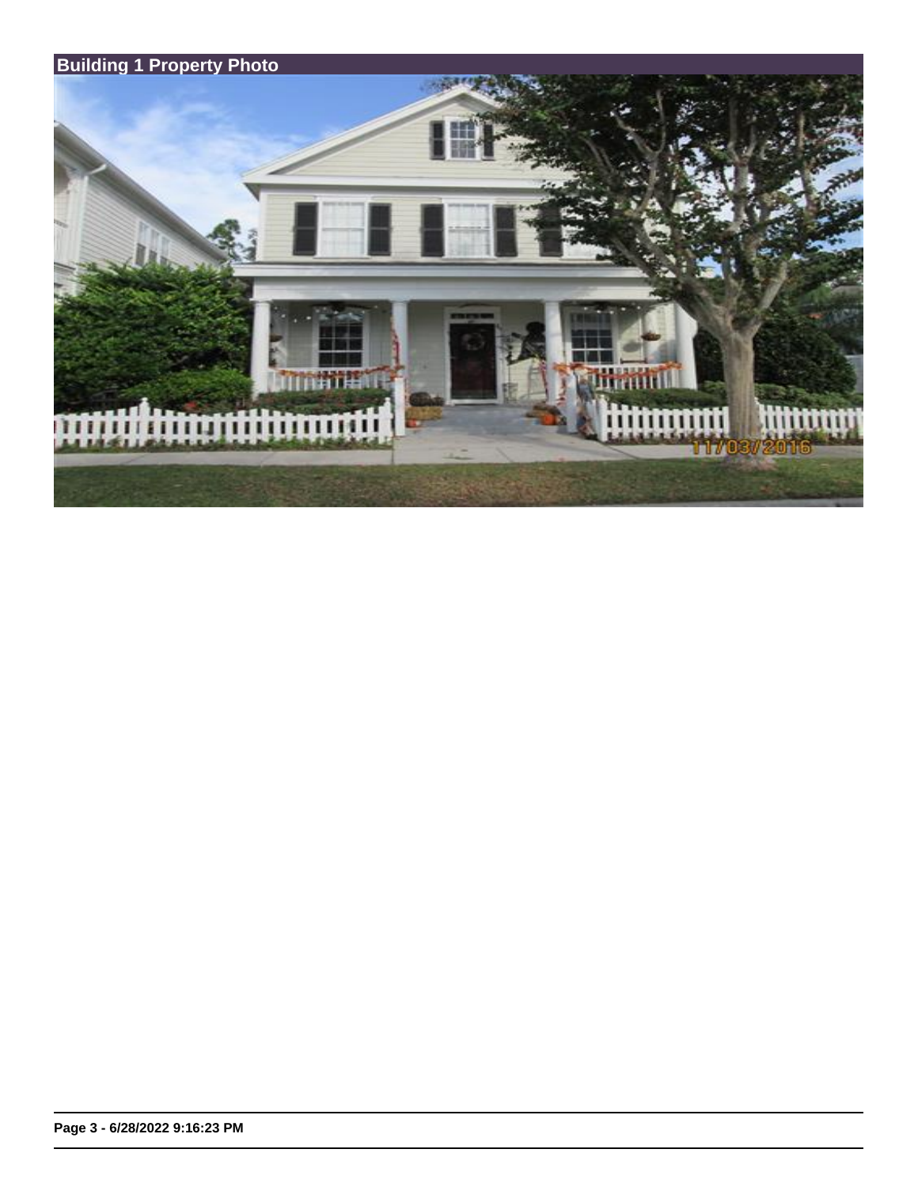## Building 1 Property Photo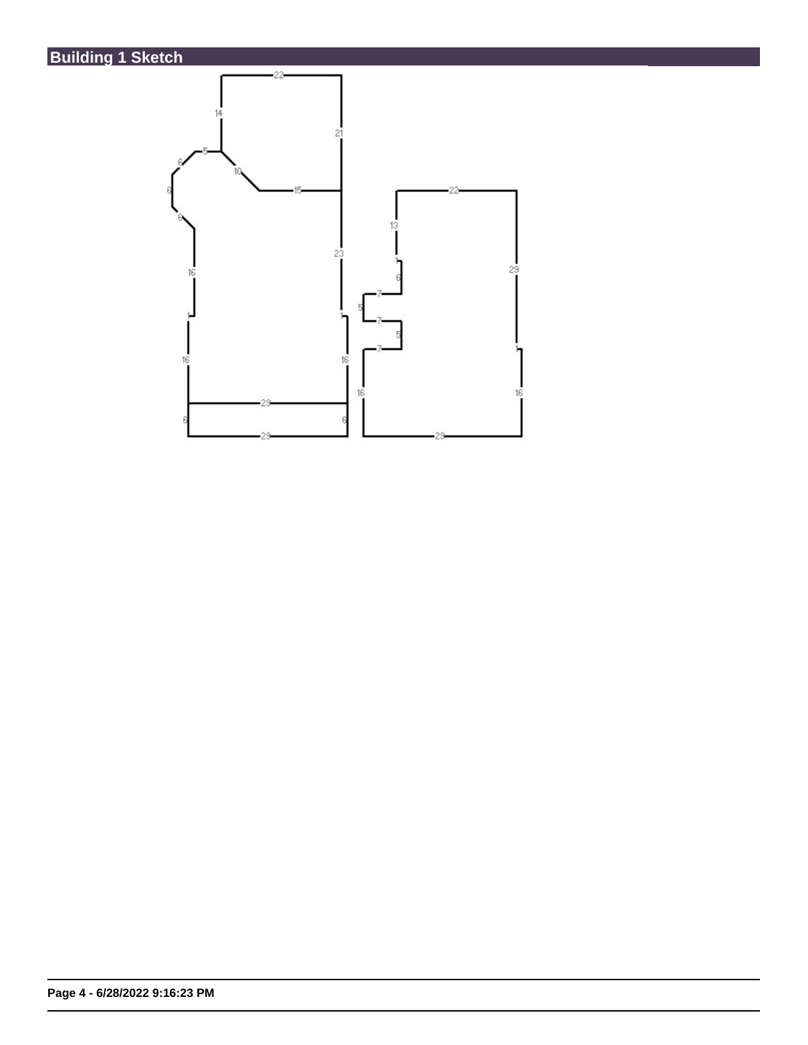## Building 1 Sketch

22
14
21
5
6
10
15
6
6
23
16
1
1
16
16
29
6
6
29

22
13
1
29
6
7
5
7
5
7
1
16
16
29